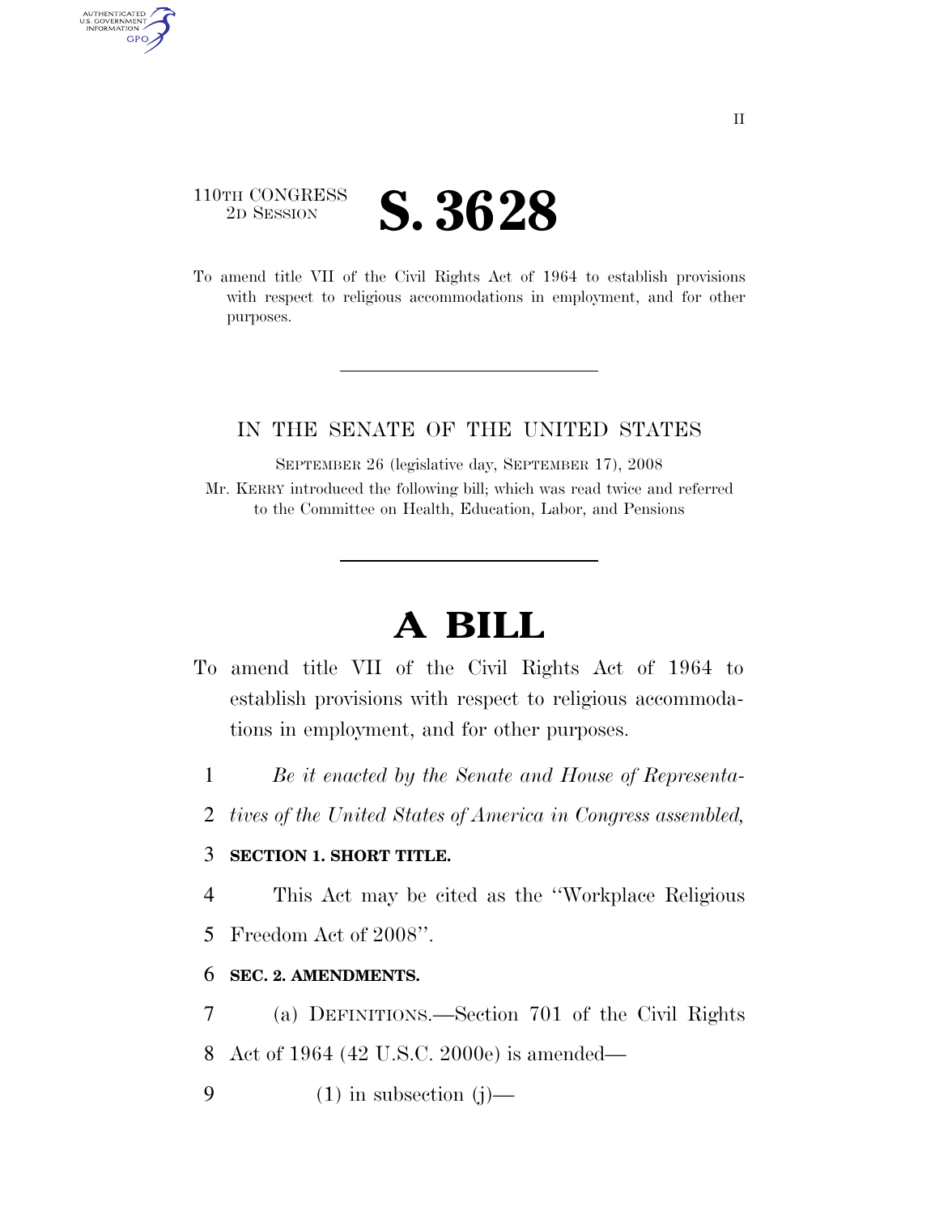110TH CONGRESS
2D SESSION

# S. 3628

To amend title VII of the Civil Rights Act of 1964 to establish provisions with respect to religious accommodations in employment, and for other purposes.

IN THE SENATE OF THE UNITED STATES

SEPTEMBER 26 (legislative day, SEPTEMBER 17), 2008

Mr. KERRY introduced the following bill; which was read twice and referred to the Committee on Health, Education, Labor, and Pensions

# A BILL

To amend title VII of the Civil Rights Act of 1964 to establish provisions with respect to religious accommodations in employment, and for other purposes.

1 *Be it enacted by the Senate and House of Representa-*
2 *tives of the United States of America in Congress assembled,*

3 **SECTION 1. SHORT TITLE.**

4 This Act may be cited as the ''Workplace Religious
5 Freedom Act of 2008''.

6 **SEC. 2. AMENDMENTS.**

7 (a) DEFINITIONS.—Section 701 of the Civil Rights
8 Act of 1964 (42 U.S.C. 2000e) is amended—
9 (1) in subsection (j)—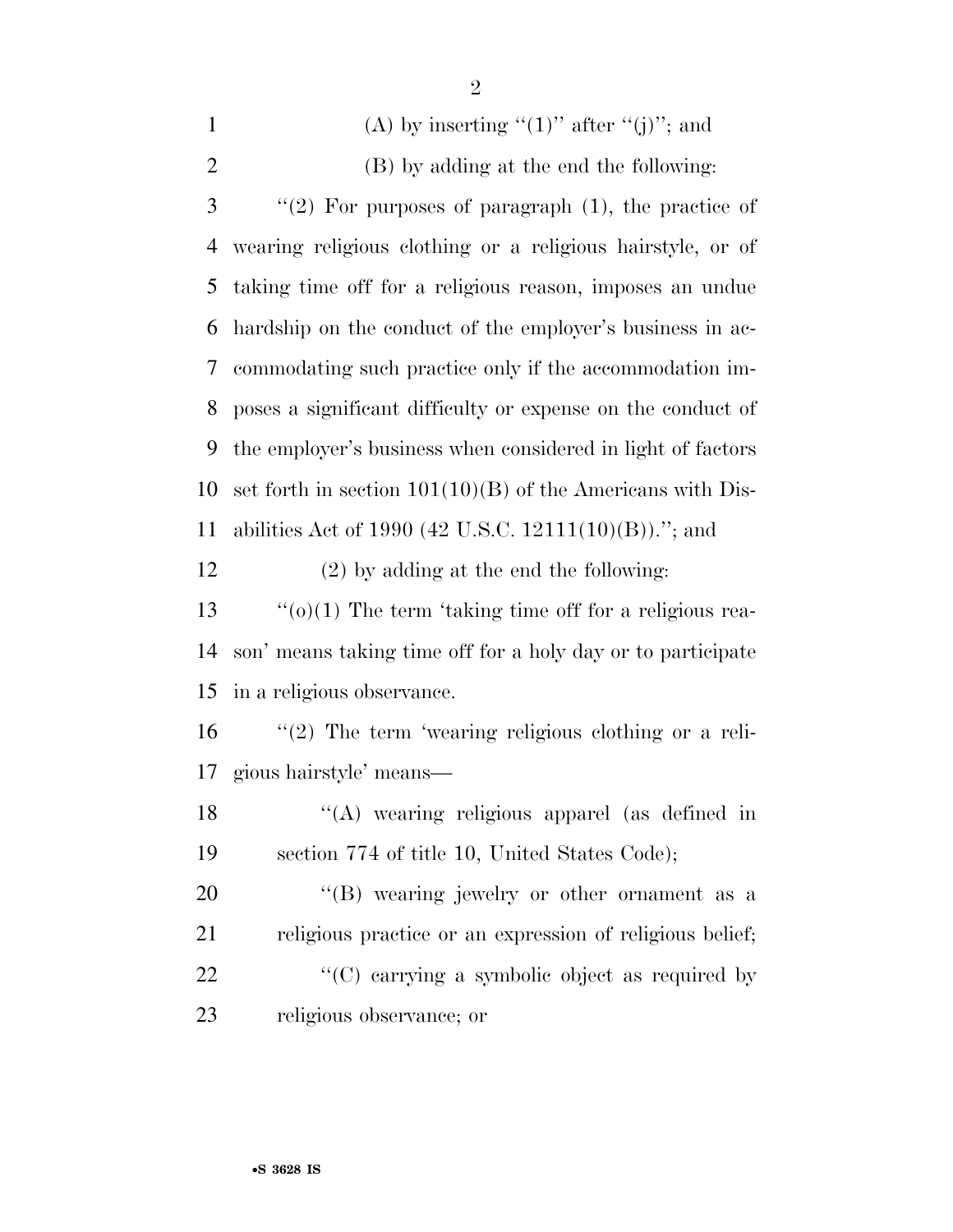(A) by inserting "(1)" after "(j)"; and

(B) by adding at the end the following:

"(2) For purposes of paragraph (1), the practice of wearing religious clothing or a religious hairstyle, or of taking time off for a religious reason, imposes an undue hardship on the conduct of the employer's business in accommodating such practice only if the accommodation imposes a significant difficulty or expense on the conduct of the employer's business when considered in light of factors set forth in section 101(10)(B) of the Americans with Disabilities Act of 1990 (42 U.S.C. 12111(10)(B))."; and

(2) by adding at the end the following:

"(o)(1) The term 'taking time off for a religious reason' means taking time off for a holy day or to participate in a religious observance.

"(2) The term 'wearing religious clothing or a religious hairstyle' means—

"(A) wearing religious apparel (as defined in section 774 of title 10, United States Code);

"(B) wearing jewelry or other ornament as a religious practice or an expression of religious belief;

"(C) carrying a symbolic object as required by religious observance; or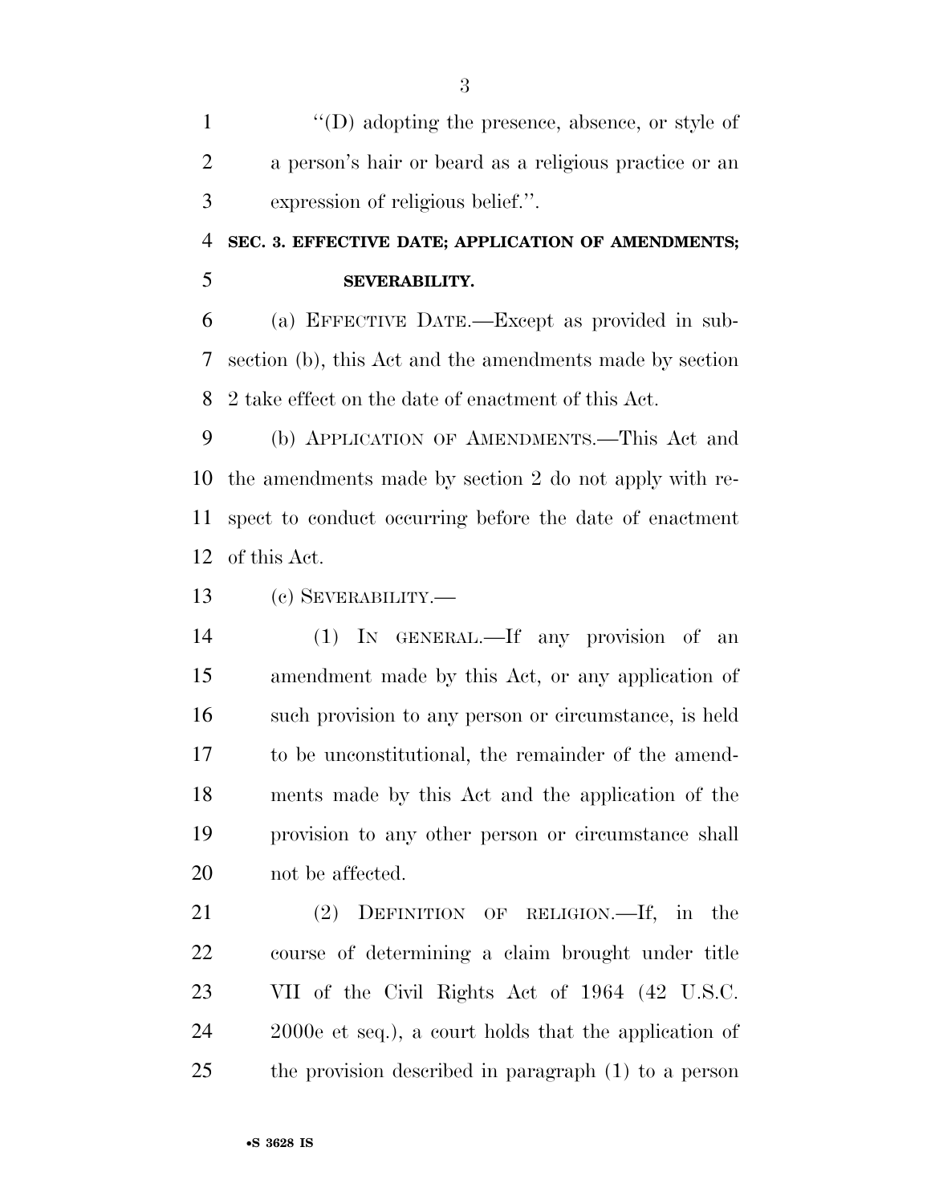"(D) adopting the presence, absence, or style of a person's hair or beard as a religious practice or an expression of religious belief.".

**SEC. 3. EFFECTIVE DATE; APPLICATION OF AMENDMENTS; SEVERABILITY.**

(a) EFFECTIVE DATE.—Except as provided in subsection (b), this Act and the amendments made by section 2 take effect on the date of enactment of this Act.

(b) APPLICATION OF AMENDMENTS.—This Act and the amendments made by section 2 do not apply with respect to conduct occurring before the date of enactment of this Act.

(c) SEVERABILITY.—

(1) IN GENERAL.—If any provision of an amendment made by this Act, or any application of such provision to any person or circumstance, is held to be unconstitutional, the remainder of the amendments made by this Act and the application of the provision to any other person or circumstance shall not be affected.

(2) DEFINITION OF RELIGION.—If, in the course of determining a claim brought under title VII of the Civil Rights Act of 1964 (42 U.S.C. 2000e et seq.), a court holds that the application of the provision described in paragraph (1) to a person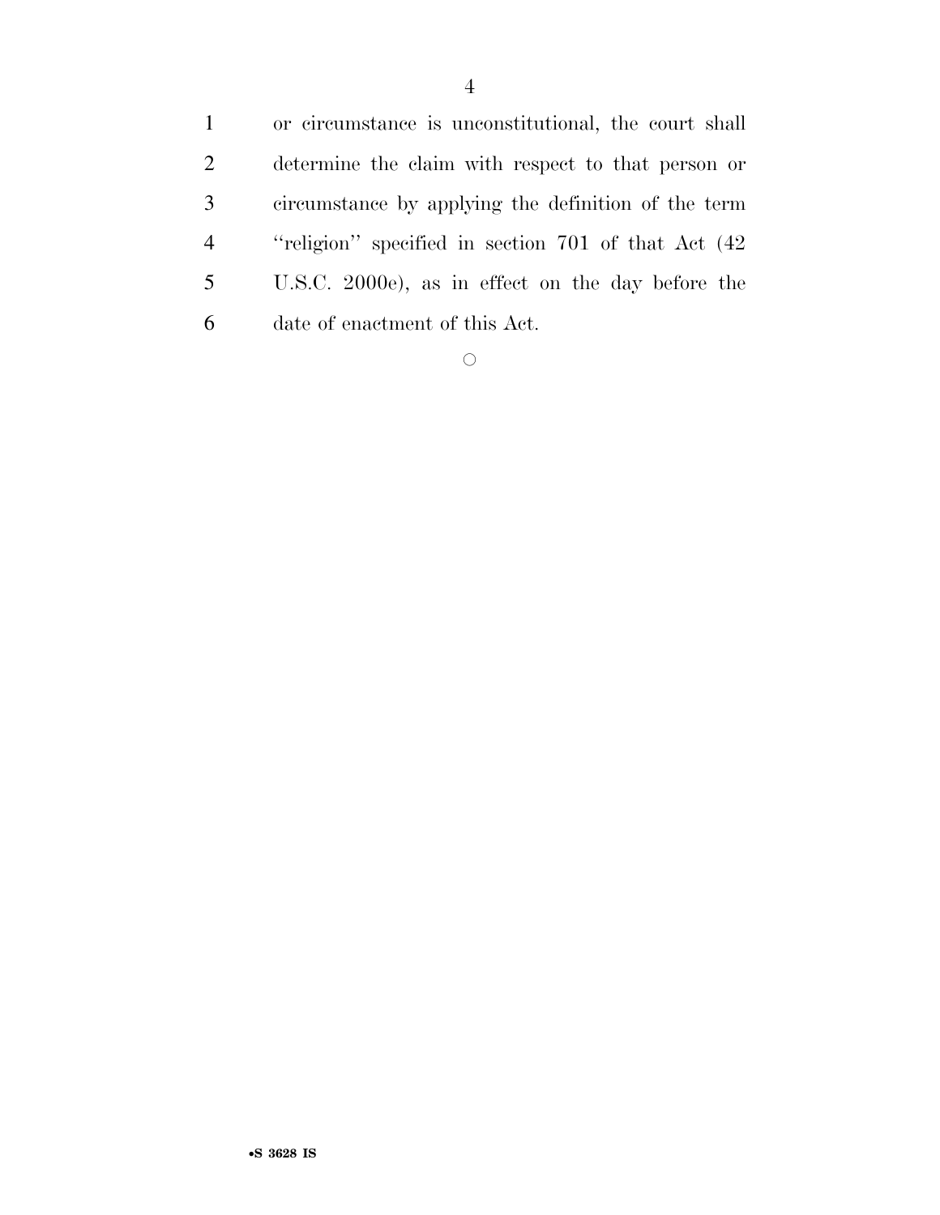or circumstance is unconstitutional, the court shall determine the claim with respect to that person or circumstance by applying the definition of the term "religion" specified in section 701 of that Act (42 U.S.C. 2000e), as in effect on the day before the date of enactment of this Act.

○